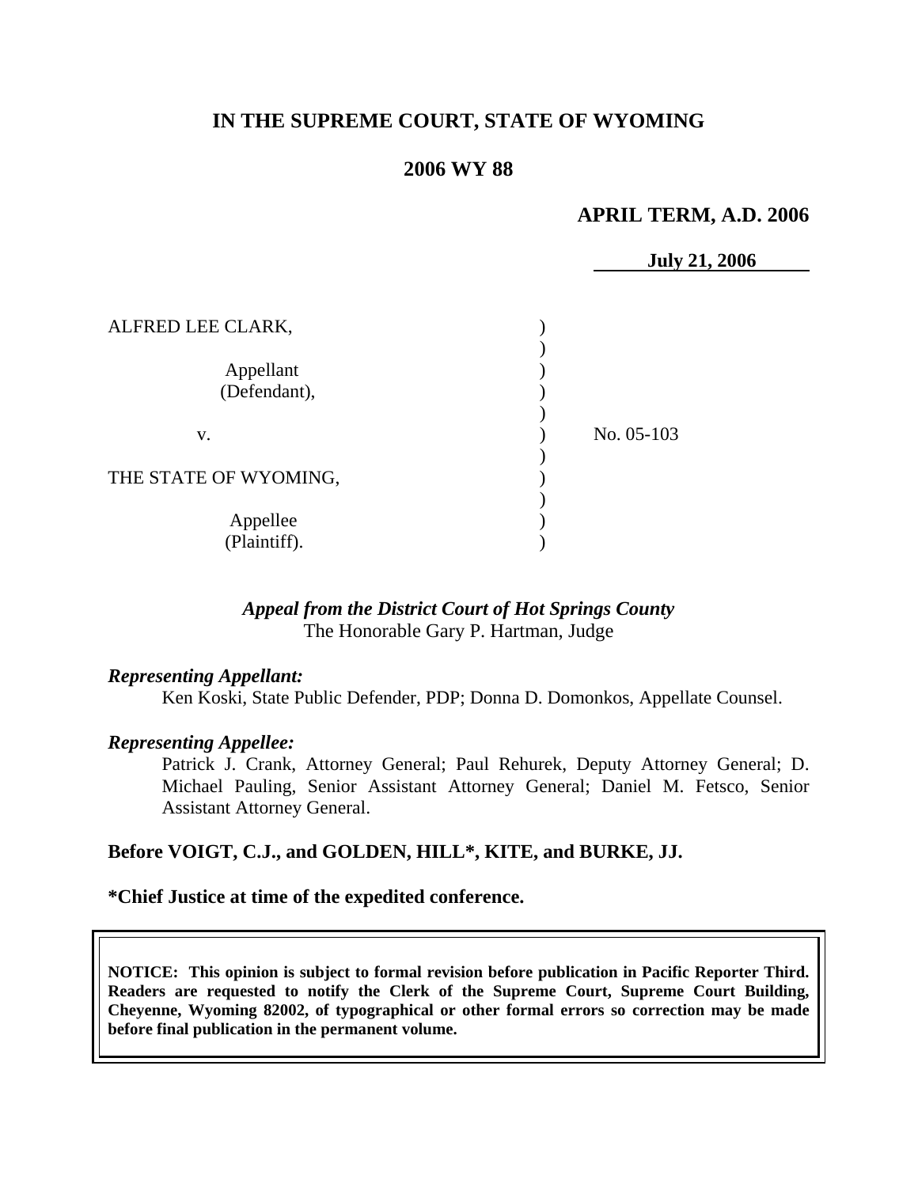# IN THE SUPREME COURT, STATE OF WYOMING

## 2006 WY 88

**APRIL TERM, A.D. 2006**

**July 21, 2006**

| | | |
|---|---|---|
| ALFRED LEE CLARK, | ) | |
| | ) | |
| Appellant (Defendant), | ) | |
| | ) | |
| v. | ) | No. 05-103 |
| | ) | |
| THE STATE OF WYOMING, | ) | |
| | ) | |
| Appellee (Plaintiff). | ) | |

*Appeal from the District Court of Hot Springs County*
The Honorable Gary P. Hartman, Judge

***Representing Appellant:***

Ken Koski, State Public Defender, PDP; Donna D. Domonkos, Appellate Counsel.

***Representing Appellee:***

Patrick J. Crank, Attorney General; Paul Rehurek, Deputy Attorney General; D. Michael Pauling, Senior Assistant Attorney General; Daniel M. Fetsco, Senior Assistant Attorney General.

**Before VOIGT, C.J., and GOLDEN, HILL\*, KITE, and BURKE, JJ.**

**\*Chief Justice at time of the expedited conference.**

**NOTICE: This opinion is subject to formal revision before publication in Pacific Reporter Third. Readers are requested to notify the Clerk of the Supreme Court, Supreme Court Building, Cheyenne, Wyoming 82002, of typographical or other formal errors so correction may be made before final publication in the permanent volume.**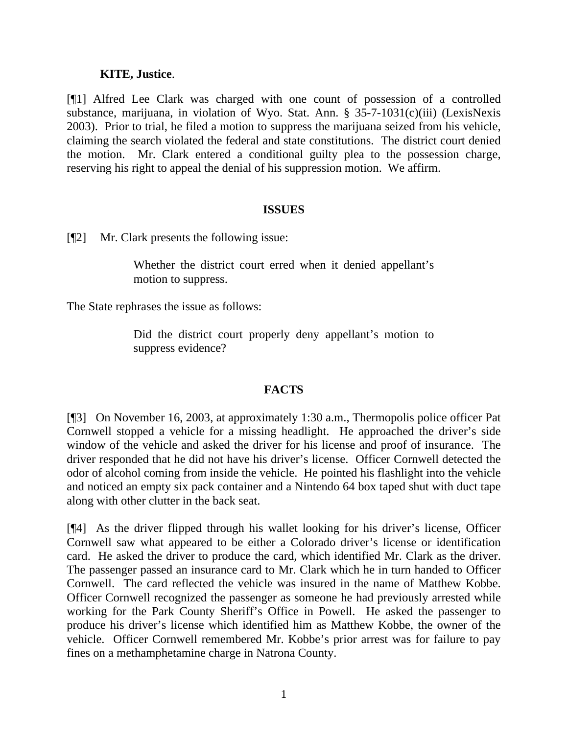**KITE, Justice**.

[¶1] Alfred Lee Clark was charged with one count of possession of a controlled substance, marijuana, in violation of Wyo. Stat. Ann. § 35-7-1031(c)(iii) (LexisNexis 2003). Prior to trial, he filed a motion to suppress the marijuana seized from his vehicle, claiming the search violated the federal and state constitutions. The district court denied the motion. Mr. Clark entered a conditional guilty plea to the possession charge, reserving his right to appeal the denial of his suppression motion. We affirm.

## ISSUES

[¶2] Mr. Clark presents the following issue:

> Whether the district court erred when it denied appellant's motion to suppress.

The State rephrases the issue as follows:

> Did the district court properly deny appellant's motion to suppress evidence?

## FACTS

[¶3] On November 16, 2003, at approximately 1:30 a.m., Thermopolis police officer Pat Cornwell stopped a vehicle for a missing headlight. He approached the driver's side window of the vehicle and asked the driver for his license and proof of insurance. The driver responded that he did not have his driver's license. Officer Cornwell detected the odor of alcohol coming from inside the vehicle. He pointed his flashlight into the vehicle and noticed an empty six pack container and a Nintendo 64 box taped shut with duct tape along with other clutter in the back seat.

[¶4] As the driver flipped through his wallet looking for his driver's license, Officer Cornwell saw what appeared to be either a Colorado driver's license or identification card. He asked the driver to produce the card, which identified Mr. Clark as the driver. The passenger passed an insurance card to Mr. Clark which he in turn handed to Officer Cornwell. The card reflected the vehicle was insured in the name of Matthew Kobbe. Officer Cornwell recognized the passenger as someone he had previously arrested while working for the Park County Sheriff's Office in Powell. He asked the passenger to produce his driver's license which identified him as Matthew Kobbe, the owner of the vehicle. Officer Cornwell remembered Mr. Kobbe's prior arrest was for failure to pay fines on a methamphetamine charge in Natrona County.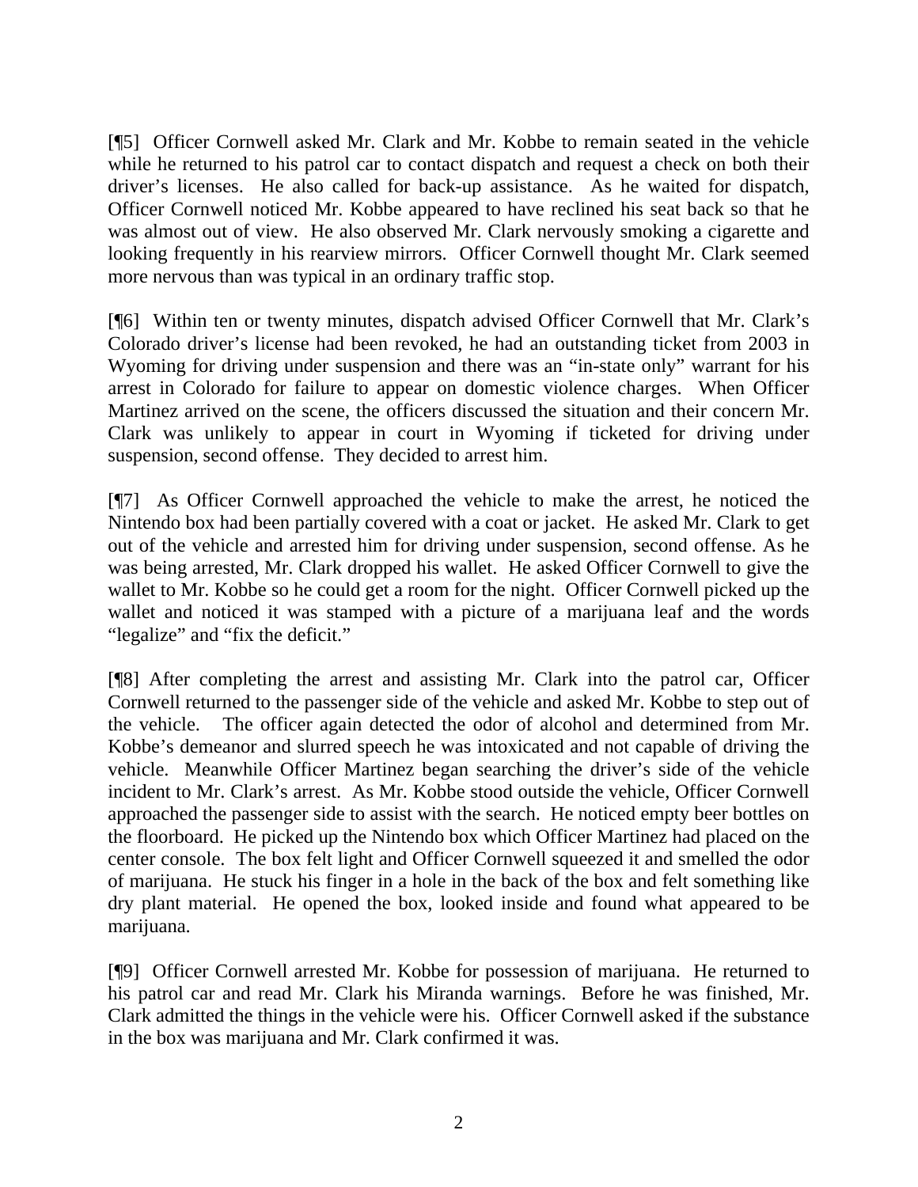[¶5] Officer Cornwell asked Mr. Clark and Mr. Kobbe to remain seated in the vehicle while he returned to his patrol car to contact dispatch and request a check on both their driver's licenses. He also called for back-up assistance. As he waited for dispatch, Officer Cornwell noticed Mr. Kobbe appeared to have reclined his seat back so that he was almost out of view. He also observed Mr. Clark nervously smoking a cigarette and looking frequently in his rearview mirrors. Officer Cornwell thought Mr. Clark seemed more nervous than was typical in an ordinary traffic stop.

[¶6] Within ten or twenty minutes, dispatch advised Officer Cornwell that Mr. Clark's Colorado driver's license had been revoked, he had an outstanding ticket from 2003 in Wyoming for driving under suspension and there was an "in-state only" warrant for his arrest in Colorado for failure to appear on domestic violence charges. When Officer Martinez arrived on the scene, the officers discussed the situation and their concern Mr. Clark was unlikely to appear in court in Wyoming if ticketed for driving under suspension, second offense. They decided to arrest him.

[¶7] As Officer Cornwell approached the vehicle to make the arrest, he noticed the Nintendo box had been partially covered with a coat or jacket. He asked Mr. Clark to get out of the vehicle and arrested him for driving under suspension, second offense. As he was being arrested, Mr. Clark dropped his wallet. He asked Officer Cornwell to give the wallet to Mr. Kobbe so he could get a room for the night. Officer Cornwell picked up the wallet and noticed it was stamped with a picture of a marijuana leaf and the words "legalize" and "fix the deficit."

[¶8] After completing the arrest and assisting Mr. Clark into the patrol car, Officer Cornwell returned to the passenger side of the vehicle and asked Mr. Kobbe to step out of the vehicle. The officer again detected the odor of alcohol and determined from Mr. Kobbe's demeanor and slurred speech he was intoxicated and not capable of driving the vehicle. Meanwhile Officer Martinez began searching the driver's side of the vehicle incident to Mr. Clark's arrest. As Mr. Kobbe stood outside the vehicle, Officer Cornwell approached the passenger side to assist with the search. He noticed empty beer bottles on the floorboard. He picked up the Nintendo box which Officer Martinez had placed on the center console. The box felt light and Officer Cornwell squeezed it and smelled the odor of marijuana. He stuck his finger in a hole in the back of the box and felt something like dry plant material. He opened the box, looked inside and found what appeared to be marijuana.

[¶9] Officer Cornwell arrested Mr. Kobbe for possession of marijuana. He returned to his patrol car and read Mr. Clark his Miranda warnings. Before he was finished, Mr. Clark admitted the things in the vehicle were his. Officer Cornwell asked if the substance in the box was marijuana and Mr. Clark confirmed it was.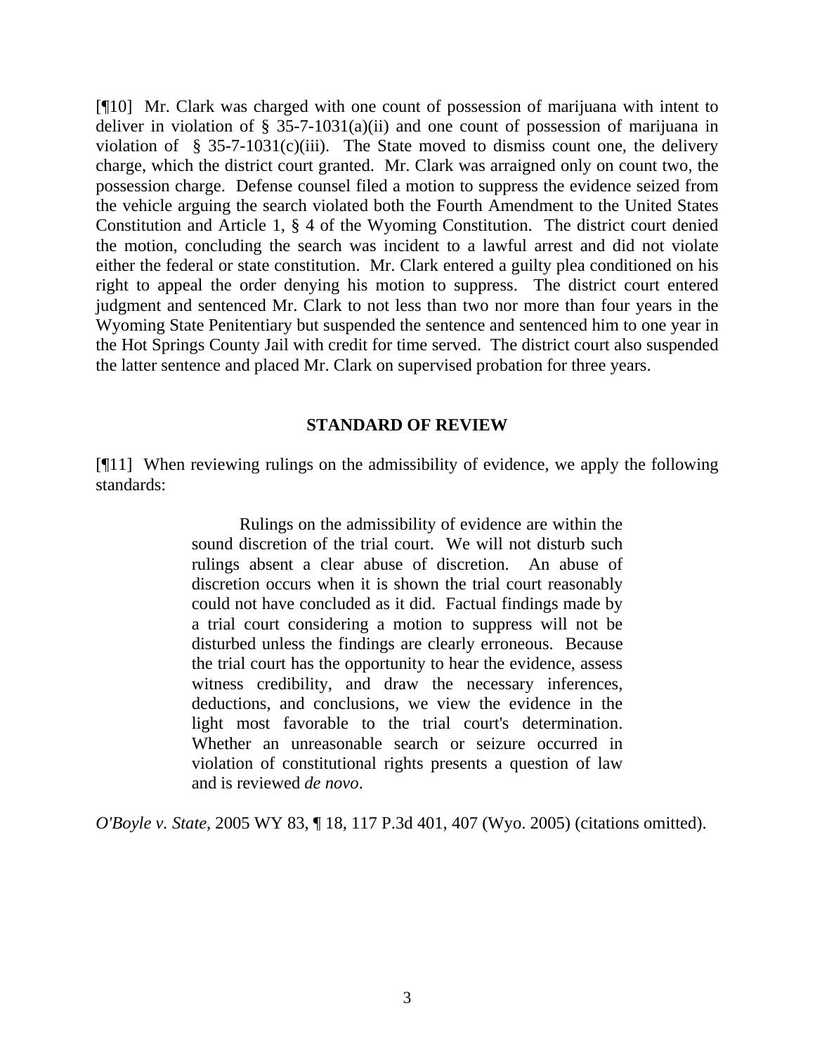[¶10] Mr. Clark was charged with one count of possession of marijuana with intent to deliver in violation of § 35-7-1031(a)(ii) and one count of possession of marijuana in violation of § 35-7-1031(c)(iii). The State moved to dismiss count one, the delivery charge, which the district court granted. Mr. Clark was arraigned only on count two, the possession charge. Defense counsel filed a motion to suppress the evidence seized from the vehicle arguing the search violated both the Fourth Amendment to the United States Constitution and Article 1, § 4 of the Wyoming Constitution. The district court denied the motion, concluding the search was incident to a lawful arrest and did not violate either the federal or state constitution. Mr. Clark entered a guilty plea conditioned on his right to appeal the order denying his motion to suppress. The district court entered judgment and sentenced Mr. Clark to not less than two nor more than four years in the Wyoming State Penitentiary but suspended the sentence and sentenced him to one year in the Hot Springs County Jail with credit for time served. The district court also suspended the latter sentence and placed Mr. Clark on supervised probation for three years.

## STANDARD OF REVIEW

[¶11] When reviewing rulings on the admissibility of evidence, we apply the following standards:

> Rulings on the admissibility of evidence are within the sound discretion of the trial court. We will not disturb such rulings absent a clear abuse of discretion. An abuse of discretion occurs when it is shown the trial court reasonably could not have concluded as it did. Factual findings made by a trial court considering a motion to suppress will not be disturbed unless the findings are clearly erroneous. Because the trial court has the opportunity to hear the evidence, assess witness credibility, and draw the necessary inferences, deductions, and conclusions, we view the evidence in the light most favorable to the trial court's determination. Whether an unreasonable search or seizure occurred in violation of constitutional rights presents a question of law and is reviewed *de novo*.

*O'Boyle v. State*, 2005 WY 83, ¶ 18, 117 P.3d 401, 407 (Wyo. 2005) (citations omitted).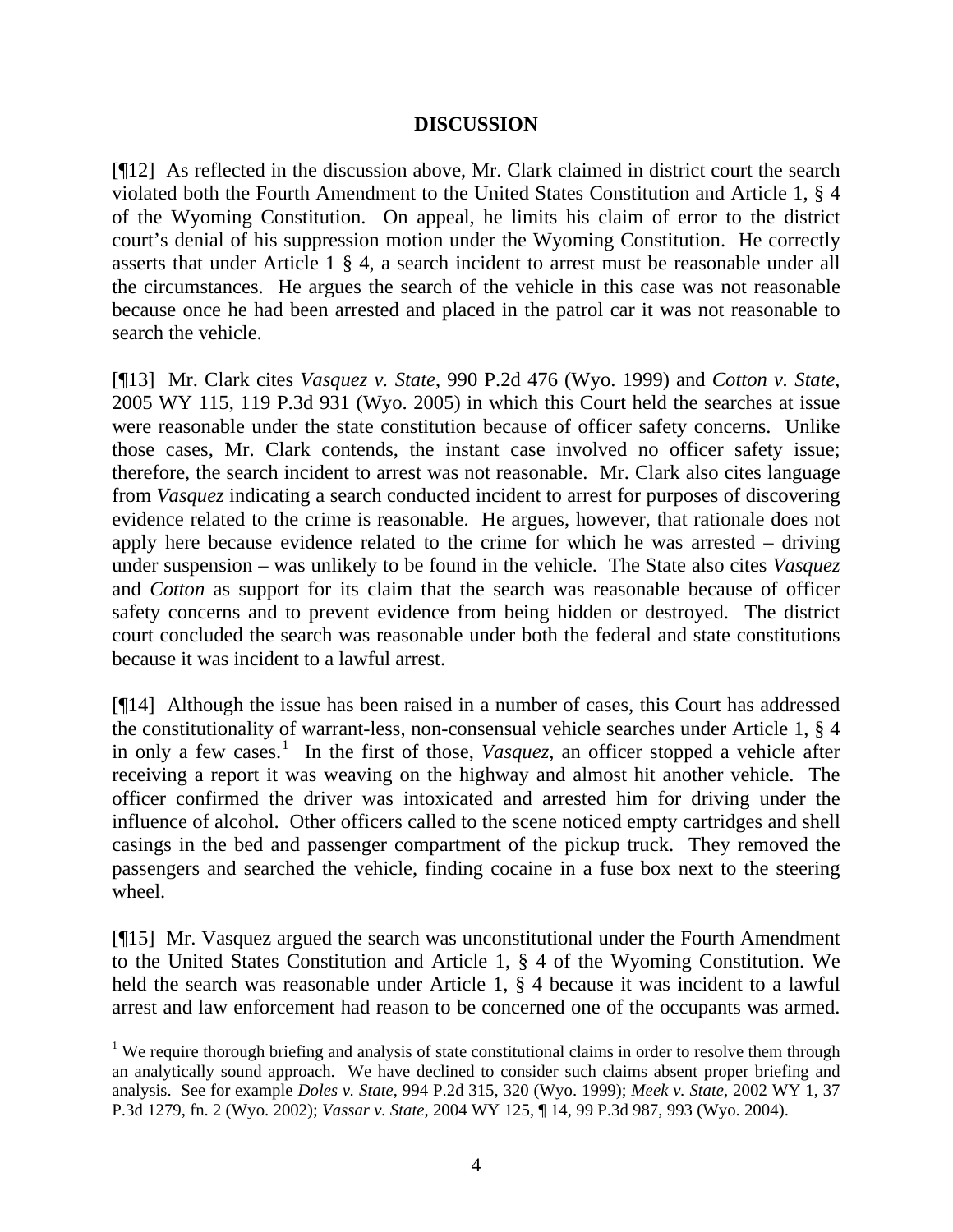## DISCUSSION

[¶12] As reflected in the discussion above, Mr. Clark claimed in district court the search violated both the Fourth Amendment to the United States Constitution and Article 1, § 4 of the Wyoming Constitution. On appeal, he limits his claim of error to the district court's denial of his suppression motion under the Wyoming Constitution. He correctly asserts that under Article 1 § 4, a search incident to arrest must be reasonable under all the circumstances. He argues the search of the vehicle in this case was not reasonable because once he had been arrested and placed in the patrol car it was not reasonable to search the vehicle.

[¶13] Mr. Clark cites *Vasquez v. State*, 990 P.2d 476 (Wyo. 1999) and *Cotton v. State*, 2005 WY 115, 119 P.3d 931 (Wyo. 2005) in which this Court held the searches at issue were reasonable under the state constitution because of officer safety concerns. Unlike those cases, Mr. Clark contends, the instant case involved no officer safety issue; therefore, the search incident to arrest was not reasonable. Mr. Clark also cites language from *Vasquez* indicating a search conducted incident to arrest for purposes of discovering evidence related to the crime is reasonable. He argues, however, that rationale does not apply here because evidence related to the crime for which he was arrested – driving under suspension – was unlikely to be found in the vehicle. The State also cites *Vasquez* and *Cotton* as support for its claim that the search was reasonable because of officer safety concerns and to prevent evidence from being hidden or destroyed. The district court concluded the search was reasonable under both the federal and state constitutions because it was incident to a lawful arrest.

[¶14] Although the issue has been raised in a number of cases, this Court has addressed the constitutionality of warrant-less, non-consensual vehicle searches under Article 1, § 4 in only a few cases.[1] In the first of those, *Vasquez*, an officer stopped a vehicle after receiving a report it was weaving on the highway and almost hit another vehicle. The officer confirmed the driver was intoxicated and arrested him for driving under the influence of alcohol. Other officers called to the scene noticed empty cartridges and shell casings in the bed and passenger compartment of the pickup truck. They removed the passengers and searched the vehicle, finding cocaine in a fuse box next to the steering wheel.

[¶15] Mr. Vasquez argued the search was unconstitutional under the Fourth Amendment to the United States Constitution and Article 1, § 4 of the Wyoming Constitution. We held the search was reasonable under Article 1, § 4 because it was incident to a lawful arrest and law enforcement had reason to be concerned one of the occupants was armed.

---

[1] We require thorough briefing and analysis of state constitutional claims in order to resolve them through an analytically sound approach. We have declined to consider such claims absent proper briefing and analysis. See for example *Doles v. State*, 994 P.2d 315, 320 (Wyo. 1999); *Meek v. State*, 2002 WY 1, 37 P.3d 1279, fn. 2 (Wyo. 2002); *Vassar v. State*, 2004 WY 125, ¶ 14, 99 P.3d 987, 993 (Wyo. 2004).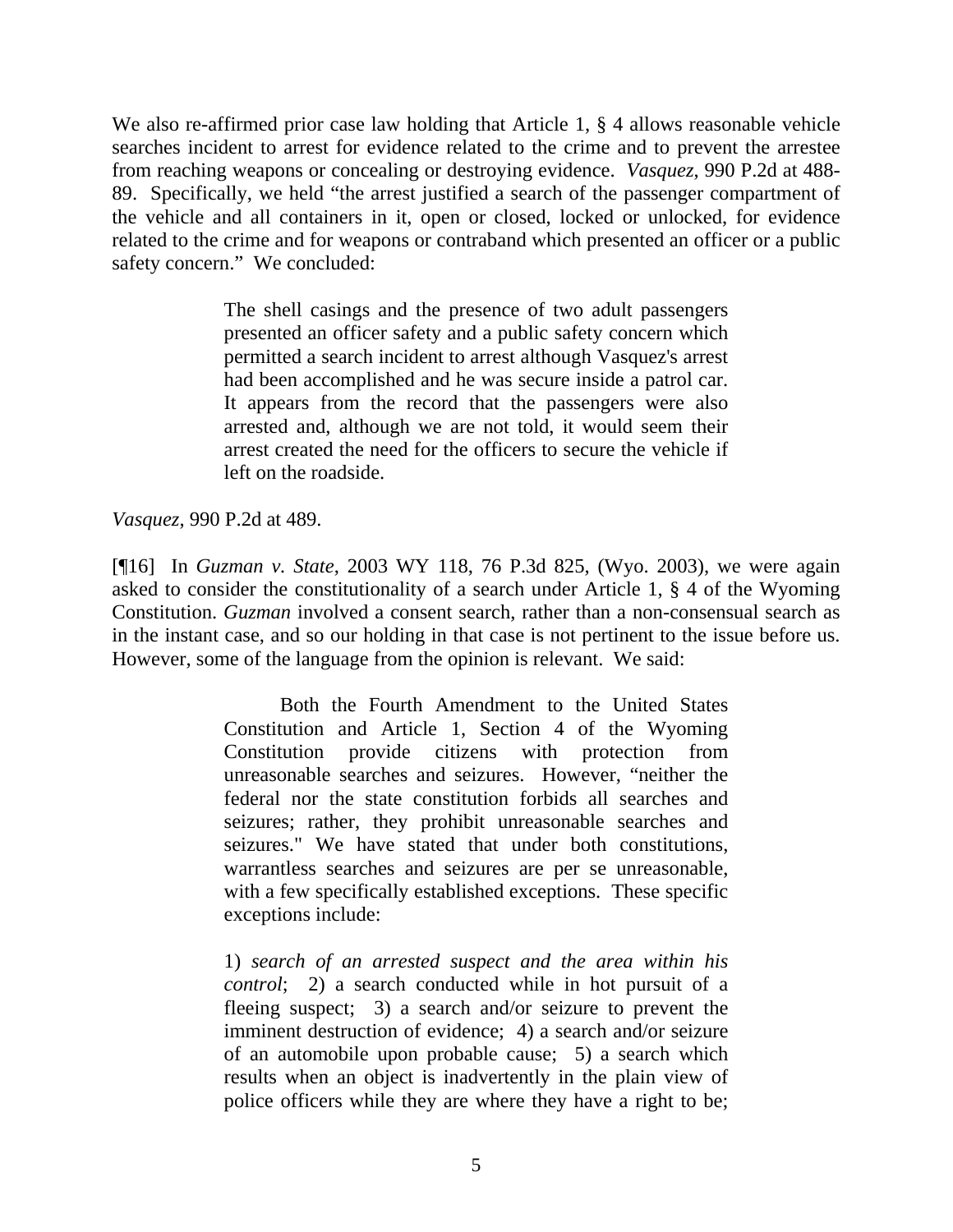We also re-affirmed prior case law holding that Article 1, § 4 allows reasonable vehicle searches incident to arrest for evidence related to the crime and to prevent the arrestee from reaching weapons or concealing or destroying evidence. *Vasquez*, 990 P.2d at 488-89. Specifically, we held "the arrest justified a search of the passenger compartment of the vehicle and all containers in it, open or closed, locked or unlocked, for evidence related to the crime and for weapons or contraband which presented an officer or a public safety concern." We concluded:

> The shell casings and the presence of two adult passengers presented an officer safety and a public safety concern which permitted a search incident to arrest although Vasquez's arrest had been accomplished and he was secure inside a patrol car. It appears from the record that the passengers were also arrested and, although we are not told, it would seem their arrest created the need for the officers to secure the vehicle if left on the roadside.

*Vasquez*, 990 P.2d at 489.

[¶16] In *Guzman v. State*, 2003 WY 118, 76 P.3d 825, (Wyo. 2003), we were again asked to consider the constitutionality of a search under Article 1, § 4 of the Wyoming Constitution. *Guzman* involved a consent search, rather than a non-consensual search as in the instant case, and so our holding in that case is not pertinent to the issue before us. However, some of the language from the opinion is relevant. We said:

> Both the Fourth Amendment to the United States Constitution and Article 1, Section 4 of the Wyoming Constitution provide citizens with protection from unreasonable searches and seizures. However, "neither the federal nor the state constitution forbids all searches and seizures; rather, they prohibit unreasonable searches and seizures." We have stated that under both constitutions, warrantless searches and seizures are per se unreasonable, with a few specifically established exceptions. These specific exceptions include:
>
> 1) *search of an arrested suspect and the area within his control*; 2) a search conducted while in hot pursuit of a fleeing suspect; 3) a search and/or seizure to prevent the imminent destruction of evidence; 4) a search and/or seizure of an automobile upon probable cause; 5) a search which results when an object is inadvertently in the plain view of police officers while they are where they have a right to be;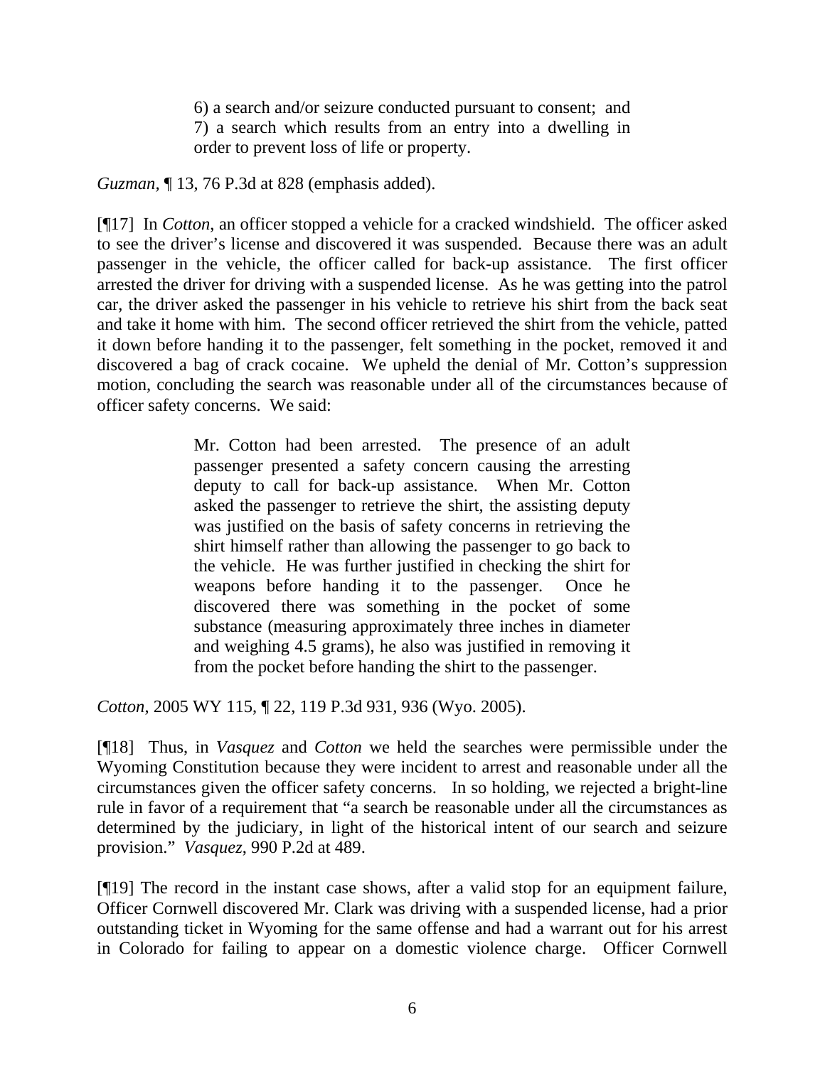> 6) a search and/or seizure conducted pursuant to consent; and 7) a search which results from an entry into a dwelling in order to prevent loss of life or property.

*Guzman*, ¶ 13, 76 P.3d at 828 (emphasis added).

[¶17] In *Cotton*, an officer stopped a vehicle for a cracked windshield. The officer asked to see the driver's license and discovered it was suspended. Because there was an adult passenger in the vehicle, the officer called for back-up assistance. The first officer arrested the driver for driving with a suspended license. As he was getting into the patrol car, the driver asked the passenger in his vehicle to retrieve his shirt from the back seat and take it home with him. The second officer retrieved the shirt from the vehicle, patted it down before handing it to the passenger, felt something in the pocket, removed it and discovered a bag of crack cocaine. We upheld the denial of Mr. Cotton's suppression motion, concluding the search was reasonable under all of the circumstances because of officer safety concerns. We said:

> Mr. Cotton had been arrested. The presence of an adult passenger presented a safety concern causing the arresting deputy to call for back-up assistance. When Mr. Cotton asked the passenger to retrieve the shirt, the assisting deputy was justified on the basis of safety concerns in retrieving the shirt himself rather than allowing the passenger to go back to the vehicle. He was further justified in checking the shirt for weapons before handing it to the passenger. Once he discovered there was something in the pocket of some substance (measuring approximately three inches in diameter and weighing 4.5 grams), he also was justified in removing it from the pocket before handing the shirt to the passenger.

*Cotton*, 2005 WY 115, ¶ 22, 119 P.3d 931, 936 (Wyo. 2005).

[¶18] Thus, in *Vasquez* and *Cotton* we held the searches were permissible under the Wyoming Constitution because they were incident to arrest and reasonable under all the circumstances given the officer safety concerns. In so holding, we rejected a bright-line rule in favor of a requirement that "a search be reasonable under all the circumstances as determined by the judiciary, in light of the historical intent of our search and seizure provision." *Vasquez,* 990 P.2d at 489.

[¶19] The record in the instant case shows, after a valid stop for an equipment failure, Officer Cornwell discovered Mr. Clark was driving with a suspended license, had a prior outstanding ticket in Wyoming for the same offense and had a warrant out for his arrest in Colorado for failing to appear on a domestic violence charge. Officer Cornwell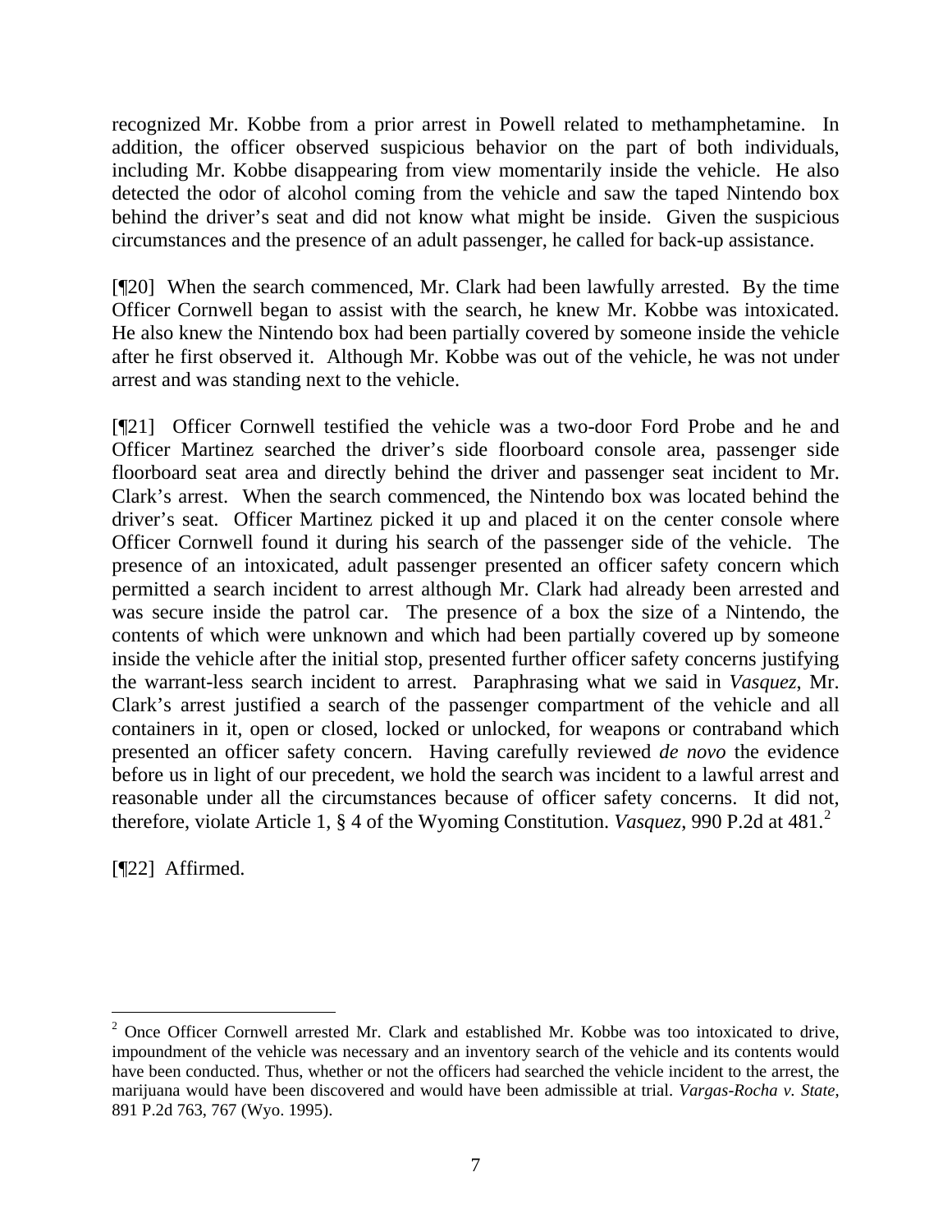recognized Mr. Kobbe from a prior arrest in Powell related to methamphetamine. In addition, the officer observed suspicious behavior on the part of both individuals, including Mr. Kobbe disappearing from view momentarily inside the vehicle. He also detected the odor of alcohol coming from the vehicle and saw the taped Nintendo box behind the driver's seat and did not know what might be inside. Given the suspicious circumstances and the presence of an adult passenger, he called for back-up assistance.

[¶20] When the search commenced, Mr. Clark had been lawfully arrested. By the time Officer Cornwell began to assist with the search, he knew Mr. Kobbe was intoxicated. He also knew the Nintendo box had been partially covered by someone inside the vehicle after he first observed it. Although Mr. Kobbe was out of the vehicle, he was not under arrest and was standing next to the vehicle.

[¶21] Officer Cornwell testified the vehicle was a two-door Ford Probe and he and Officer Martinez searched the driver's side floorboard console area, passenger side floorboard seat area and directly behind the driver and passenger seat incident to Mr. Clark's arrest. When the search commenced, the Nintendo box was located behind the driver's seat. Officer Martinez picked it up and placed it on the center console where Officer Cornwell found it during his search of the passenger side of the vehicle. The presence of an intoxicated, adult passenger presented an officer safety concern which permitted a search incident to arrest although Mr. Clark had already been arrested and was secure inside the patrol car. The presence of a box the size of a Nintendo, the contents of which were unknown and which had been partially covered up by someone inside the vehicle after the initial stop, presented further officer safety concerns justifying the warrant-less search incident to arrest. Paraphrasing what we said in *Vasquez*, Mr. Clark's arrest justified a search of the passenger compartment of the vehicle and all containers in it, open or closed, locked or unlocked, for weapons or contraband which presented an officer safety concern. Having carefully reviewed *de novo* the evidence before us in light of our precedent, we hold the search was incident to a lawful arrest and reasonable under all the circumstances because of officer safety concerns. It did not, therefore, violate Article 1, § 4 of the Wyoming Constitution. *Vasquez*, 990 P.2d at 481.[2]

[¶22] Affirmed.

---

[2] Once Officer Cornwell arrested Mr. Clark and established Mr. Kobbe was too intoxicated to drive, impoundment of the vehicle was necessary and an inventory search of the vehicle and its contents would have been conducted. Thus, whether or not the officers had searched the vehicle incident to the arrest, the marijuana would have been discovered and would have been admissible at trial. *Vargas-Rocha v. State*, 891 P.2d 763, 767 (Wyo. 1995).